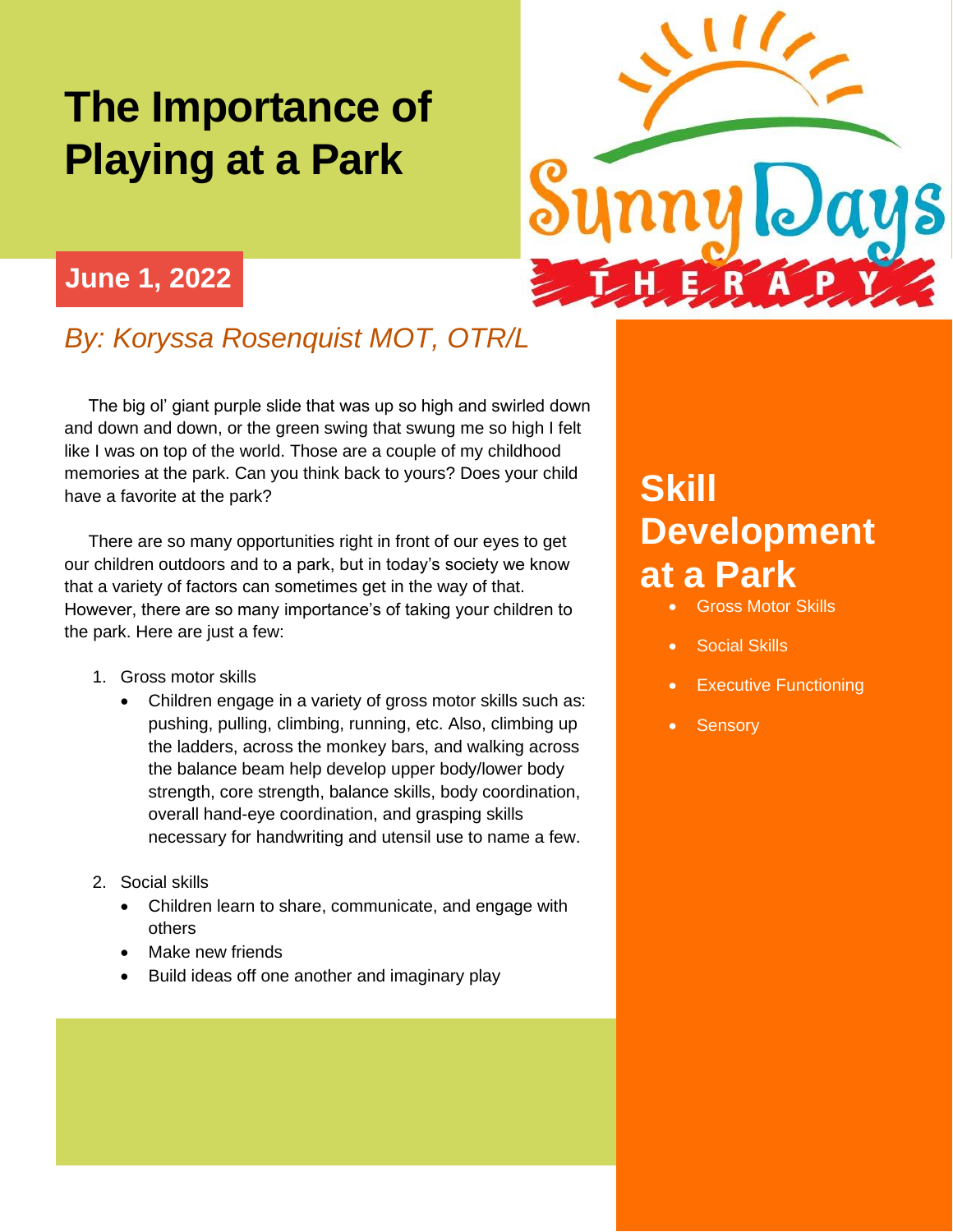# The Importance of Playing at a Park

**June 1, 2022**

*By: Koryssa Rosenquist MOT, OTR/L*

The big ol' giant purple slide that was up so high and swirled down and down and down, or the green swing that swung me so high I felt like I was on top of the world. Those are a couple of my childhood memories at the park. Can you think back to yours? Does your child have a favorite at the park?

There are so many opportunities right in front of our eyes to get our children outdoors and to a park, but in today's society we know that a variety of factors can sometimes get in the way of that. However, there are so many importance's of taking your children to the park. Here are just a few:

1. Gross motor skills
   - Children engage in a variety of gross motor skills such as: pushing, pulling, climbing, running, etc. Also, climbing up the ladders, across the monkey bars, and walking across the balance beam help develop upper body/lower body strength, core strength, balance skills, body coordination, overall hand-eye coordination, and grasping skills necessary for handwriting and utensil use to name a few.
2. Social skills
   - Children learn to share, communicate, and engage with others
   - Make new friends
   - Build ideas off one another and imaginary play

## Skill Development at a Park

- Gross Motor Skills
- Social Skills
- Executive Functioning
- Sensory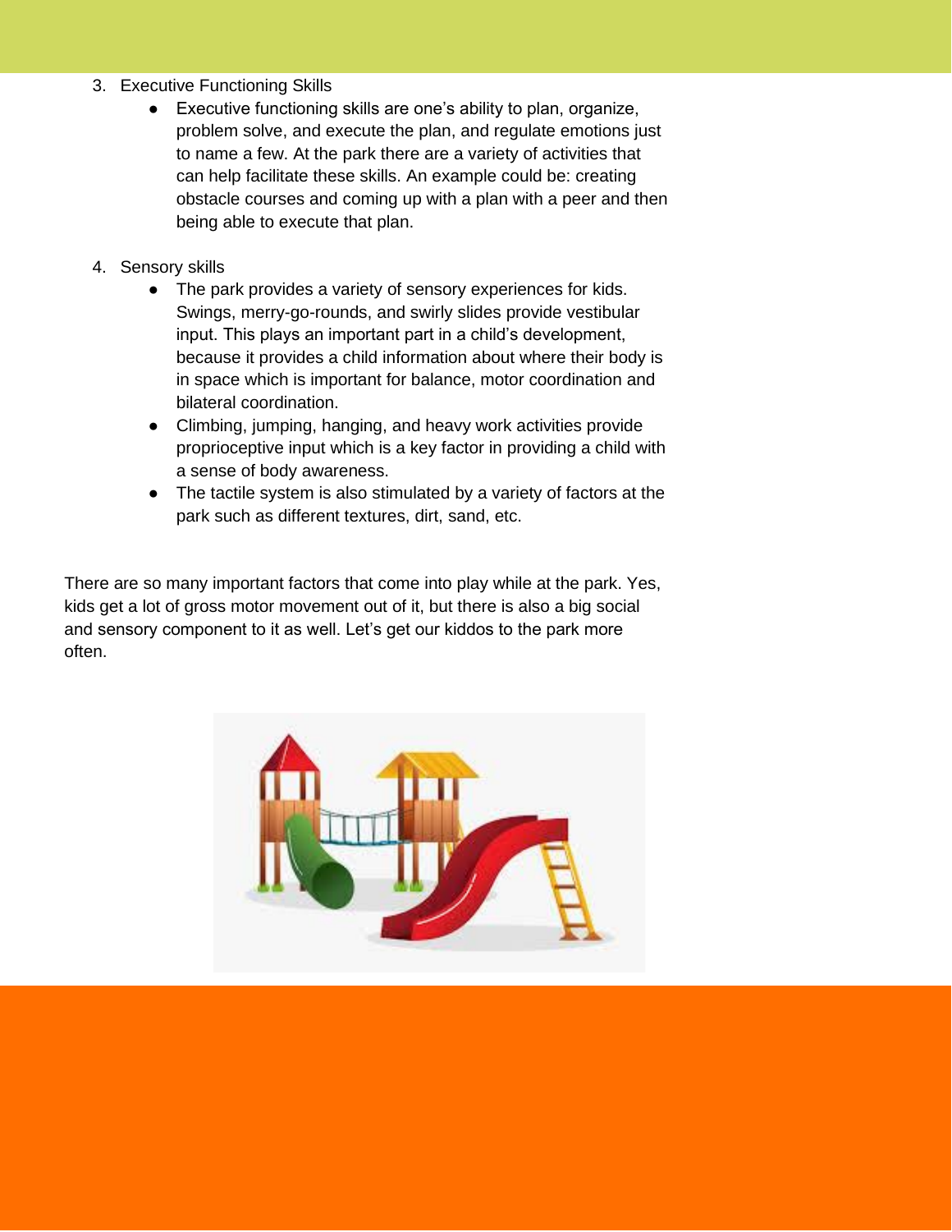3. Executive Functioning Skills
    - Executive functioning skills are one's ability to plan, organize, problem solve, and execute the plan, and regulate emotions just to name a few. At the park there are a variety of activities that can help facilitate these skills. An example could be: creating obstacle courses and coming up with a plan with a peer and then being able to execute that plan.

4. Sensory skills
    - The park provides a variety of sensory experiences for kids. Swings, merry-go-rounds, and swirly slides provide vestibular input. This plays an important part in a child's development, because it provides a child information about where their body is in space which is important for balance, motor coordination and bilateral coordination.
    - Climbing, jumping, hanging, and heavy work activities provide proprioceptive input which is a key factor in providing a child with a sense of body awareness.
    - The tactile system is also stimulated by a variety of factors at the park such as different textures, dirt, sand, etc.

There are so many important factors that come into play while at the park. Yes, kids get a lot of gross motor movement out of it, but there is also a big social and sensory component to it as well. Let's get our kiddos to the park more often.